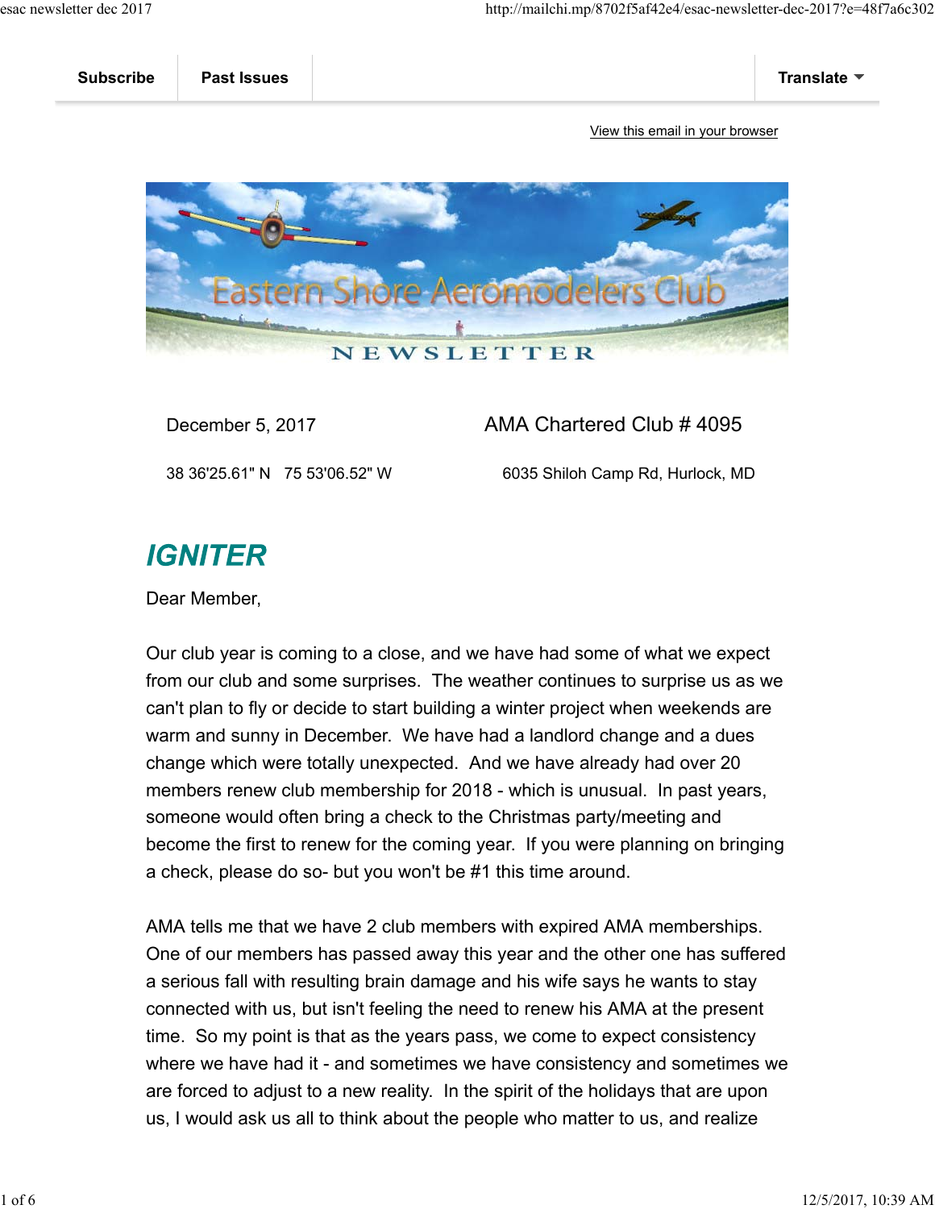Subscribe | Past Issues | Translate

View this email in your browser

Eastern Shore Aeromodelers Club

NEWSLETTER

December 5, 2017 — AMA Chartered Club # 4095

38 36'25.61" N 75 53'06.52" W — 6035 Shiloh Camp Rd, Hurlock, MD

# *IGNITER*

Dear Member,

Our club year is coming to a close, and we have had some of what we expect from our club and some surprises. The weather continues to surprise us as we can't plan to fly or decide to start building a winter project when weekends are warm and sunny in December. We have had a landlord change and a dues change which were totally unexpected. And we have already had over 20 members renew club membership for 2018 - which is unusual. In past years, someone would often bring a check to the Christmas party/meeting and become the first to renew for the coming year. If you were planning on bringing a check, please do so- but you won't be #1 this time around.

AMA tells me that we have 2 club members with expired AMA memberships. One of our members has passed away this year and the other one has suffered a serious fall with resulting brain damage and his wife says he wants to stay connected with us, but isn't feeling the need to renew his AMA at the present time. So my point is that as the years pass, we come to expect consistency where we have had it - and sometimes we have consistency and sometimes we are forced to adjust to a new reality. In the spirit of the holidays that are upon us, I would ask us all to think about the people who matter to us, and realize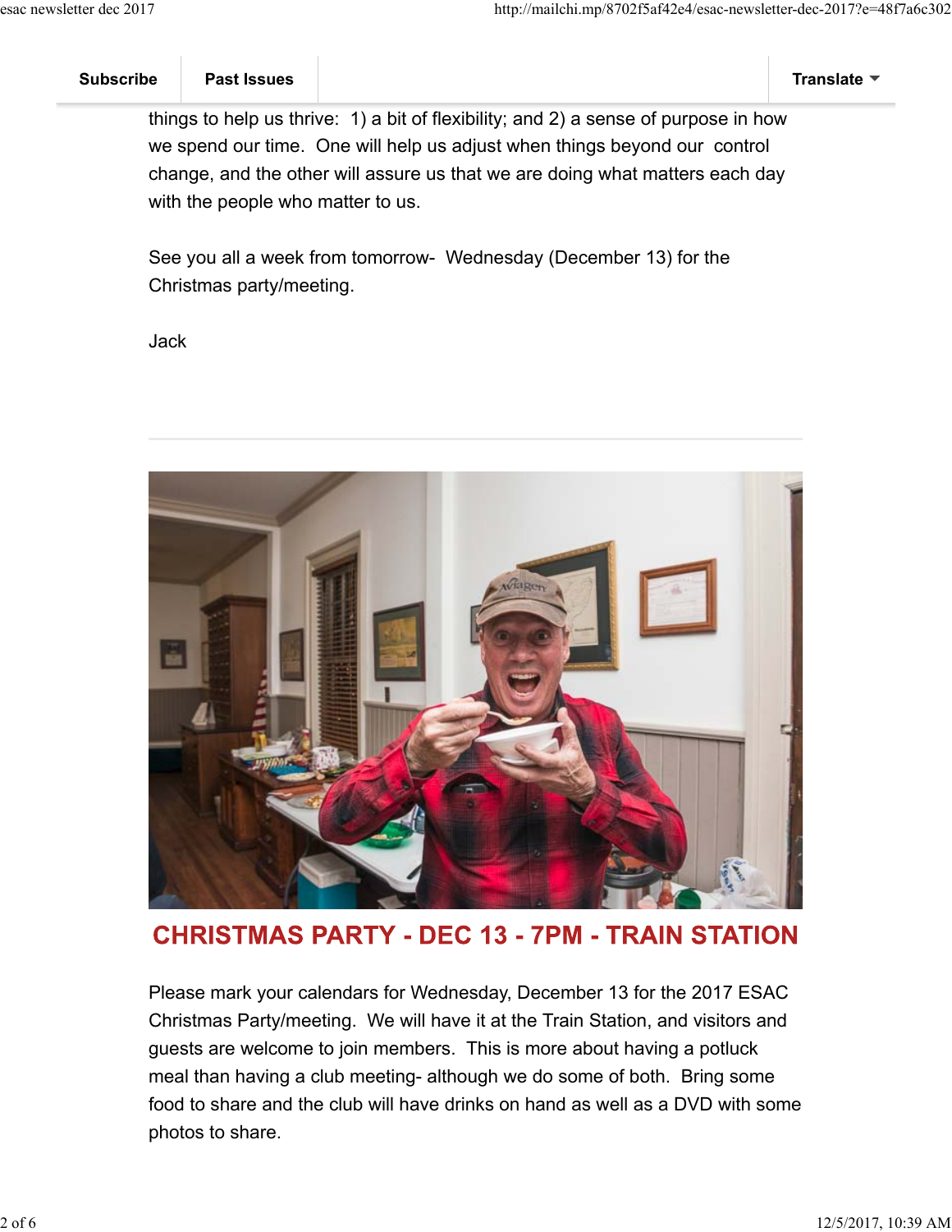things to help us thrive: 1) a bit of flexibility; and 2) a sense of purpose in how we spend our time. One will help us adjust when things beyond our control change, and the other will assure us that we are doing what matters each day with the people who matter to us.

See you all a week from tomorrow- Wednesday (December 13) for the Christmas party/meeting.

Jack

---

## CHRISTMAS PARTY - DEC 13 - 7PM - TRAIN STATION

Please mark your calendars for Wednesday, December 13 for the 2017 ESAC Christmas Party/meeting. We will have it at the Train Station, and visitors and guests are welcome to join members. This is more about having a potluck meal than having a club meeting- although we do some of both. Bring some food to share and the club will have drinks on hand as well as a DVD with some photos to share.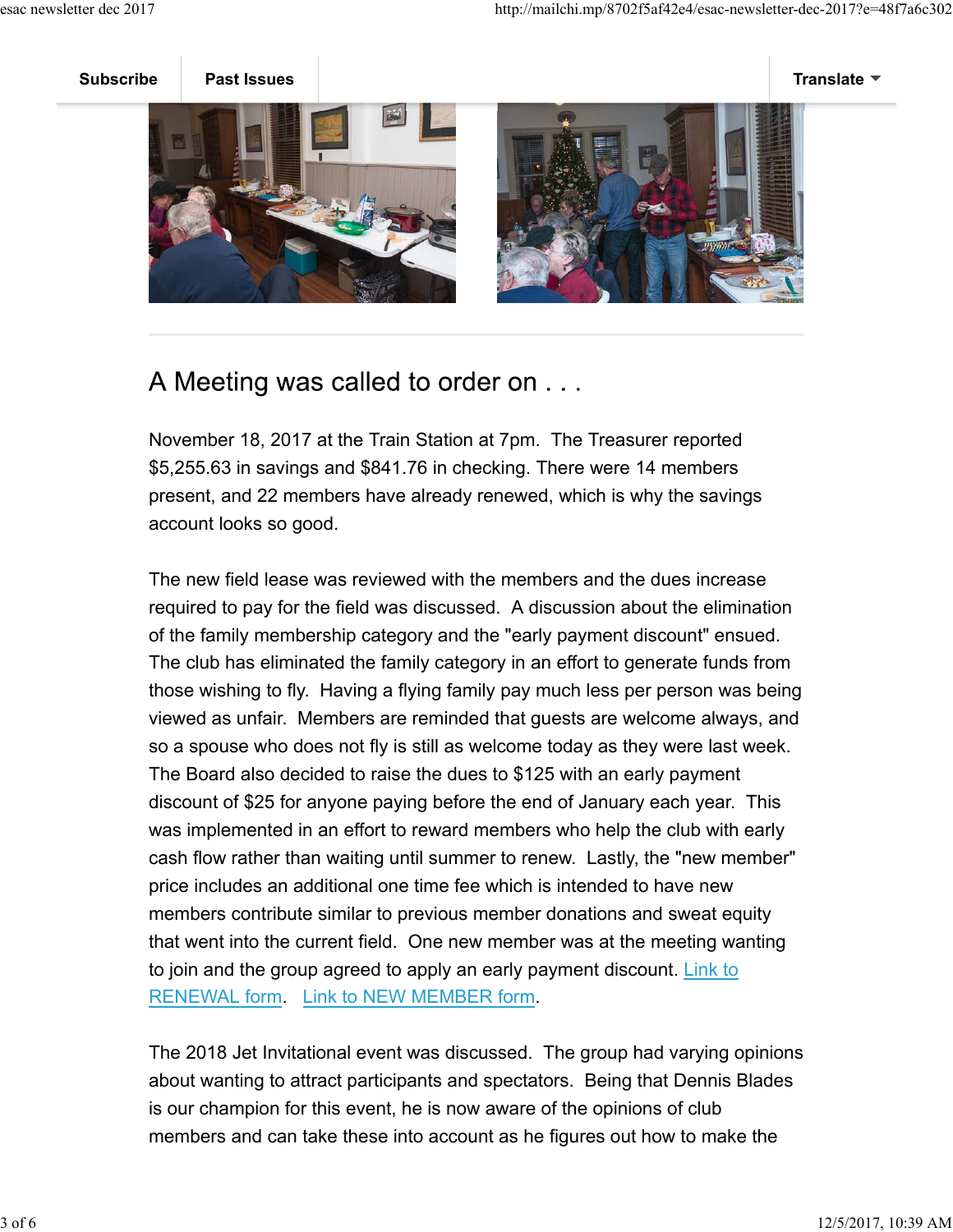## A Meeting was called to order on . . .

November 18, 2017 at the Train Station at 7pm. The Treasurer reported $5,255.63 in savings and $841.76 in checking. There were 14 members present, and 22 members have already renewed, which is why the savings account looks so good.

The new field lease was reviewed with the members and the dues increase required to pay for the field was discussed. A discussion about the elimination of the family membership category and the "early payment discount" ensued. The club has eliminated the family category in an effort to generate funds from those wishing to fly. Having a flying family pay much less per person was being viewed as unfair. Members are reminded that guests are welcome always, and so a spouse who does not fly is still as welcome today as they were last week. The Board also decided to raise the dues to $125 with an early payment discount of $25 for anyone paying before the end of January each year. This was implemented in an effort to reward members who help the club with early cash flow rather than waiting until summer to renew. Lastly, the "new member" price includes an additional one time fee which is intended to have new members contribute similar to previous member donations and sweat equity that went into the current field. One new member was at the meeting wanting to join and the group agreed to apply an early payment discount. Link to RENEWAL form. Link to NEW MEMBER form.

The 2018 Jet Invitational event was discussed. The group had varying opinions about wanting to attract participants and spectators. Being that Dennis Blades is our champion for this event, he is now aware of the opinions of club members and can take these into account as he figures out how to make the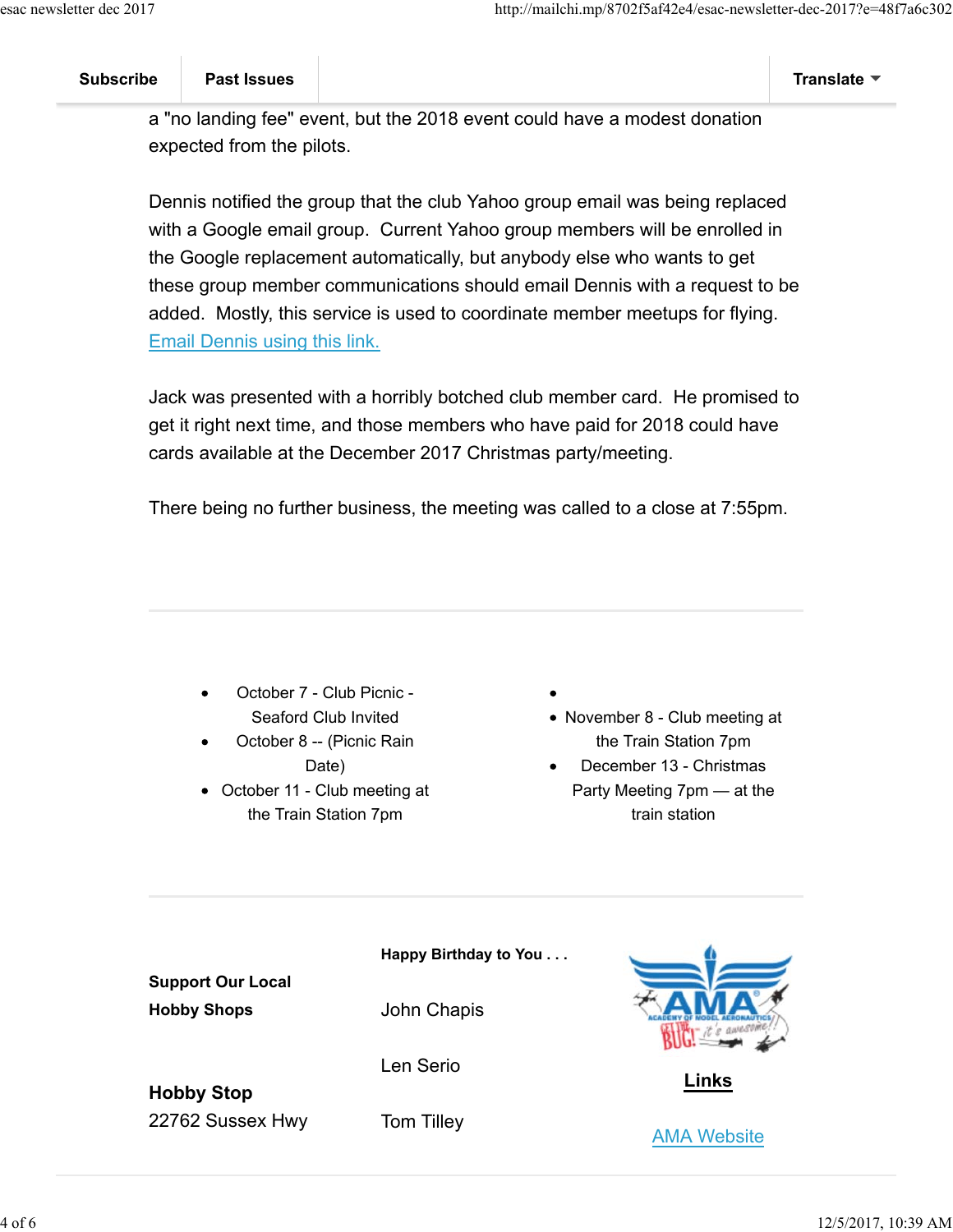a "no landing fee" event, but the 2018 event could have a modest donation expected from the pilots.

Dennis notified the group that the club Yahoo group email was being replaced with a Google email group. Current Yahoo group members will be enrolled in the Google replacement automatically, but anybody else who wants to get these group member communications should email Dennis with a request to be added. Mostly, this service is used to coordinate member meetups for flying. [Email Dennis using this link.]

Jack was presented with a horribly botched club member card. He promised to get it right next time, and those members who have paid for 2018 could have cards available at the December 2017 Christmas party/meeting.

There being no further business, the meeting was called to a close at 7:55pm.

---

- October 7 - Club Picnic - Seaford Club Invited
- October 8 -- (Picnic Rain Date)
- October 11 - Club meeting at the Train Station 7pm
- November 8 - Club meeting at the Train Station 7pm
- December 13 - Christmas Party Meeting 7pm — at the train station

---

**Support Our Local Hobby Shops**

**Hobby Stop**
22762 Sussex Hwy

**Happy Birthday to You . . .**

John Chapis

Len Serio

Tom Tilley

**Links**

[AMA Website]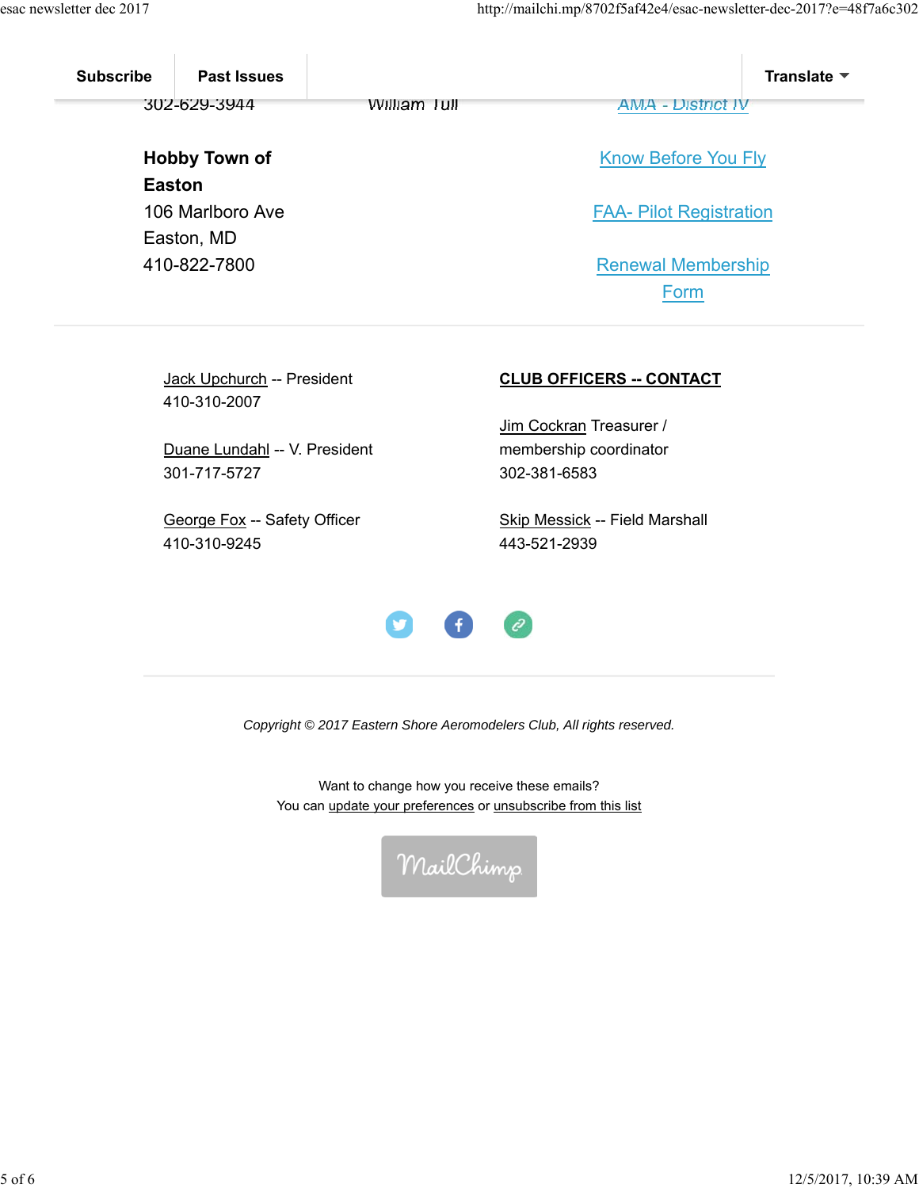Subscribe | Past Issues | Translate

302-629-3944

William Tull

AMA - District IV

**Hobby Town of Easton**
106 Marlboro Ave
Easton, MD
410-822-7800

Know Before You Fly

FAA- Pilot Registration

Renewal Membership Form

Jack Upchurch -- President
410-310-2007

Duane Lundahl -- V. President
301-717-5727

George Fox -- Safety Officer
410-310-9245

**CLUB OFFICERS -- CONTACT**

Jim Cockran Treasurer / membership coordinator
302-381-6583

Skip Messick -- Field Marshall
443-521-2939

*Copyright © 2017 Eastern Shore Aeromodelers Club, All rights reserved.*

Want to change how you receive these emails?
You can update your preferences or unsubscribe from this list

MailChimp